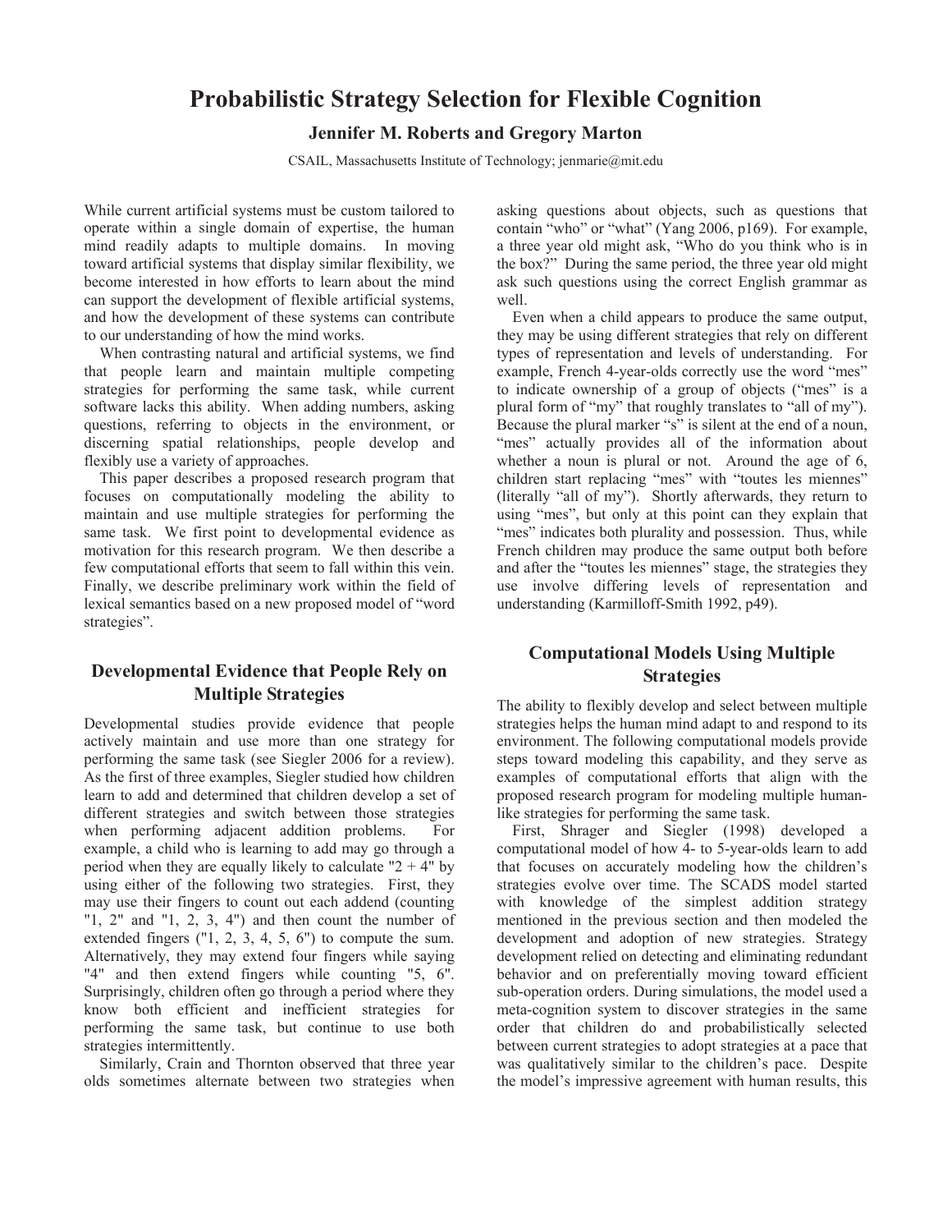# Probabilistic Strategy Selection for Flexible Cognition

**Jennifer M. Roberts and Gregory Marton**

CSAIL, Massachusetts Institute of Technology; jenmarie@mit.edu

While current artificial systems must be custom tailored to operate within a single domain of expertise, the human mind readily adapts to multiple domains. In moving toward artificial systems that display similar flexibility, we become interested in how efforts to learn about the mind can support the development of flexible artificial systems, and how the development of these systems can contribute to our understanding of how the mind works.

When contrasting natural and artificial systems, we find that people learn and maintain multiple competing strategies for performing the same task, while current software lacks this ability. When adding numbers, asking questions, referring to objects in the environment, or discerning spatial relationships, people develop and flexibly use a variety of approaches.

This paper describes a proposed research program that focuses on computationally modeling the ability to maintain and use multiple strategies for performing the same task. We first point to developmental evidence as motivation for this research program. We then describe a few computational efforts that seem to fall within this vein. Finally, we describe preliminary work within the field of lexical semantics based on a new proposed model of "word strategies".

## Developmental Evidence that People Rely on Multiple Strategies

Developmental studies provide evidence that people actively maintain and use more than one strategy for performing the same task (see Siegler 2006 for a review). As the first of three examples, Siegler studied how children learn to add and determined that children develop a set of different strategies and switch between those strategies when performing adjacent addition problems. For example, a child who is learning to add may go through a period when they are equally likely to calculate "2 + 4" by using either of the following two strategies. First, they may use their fingers to count out each addend (counting "1, 2" and "1, 2, 3, 4") and then count the number of extended fingers ("1, 2, 3, 4, 5, 6") to compute the sum. Alternatively, they may extend four fingers while saying "4" and then extend fingers while counting "5, 6". Surprisingly, children often go through a period where they know both efficient and inefficient strategies for performing the same task, but continue to use both strategies intermittently.

Similarly, Crain and Thornton observed that three year olds sometimes alternate between two strategies when asking questions about objects, such as questions that contain "who" or "what" (Yang 2006, p169). For example, a three year old might ask, "Who do you think who is in the box?" During the same period, the three year old might ask such questions using the correct English grammar as well.

Even when a child appears to produce the same output, they may be using different strategies that rely on different types of representation and levels of understanding. For example, French 4-year-olds correctly use the word "mes" to indicate ownership of a group of objects ("mes" is a plural form of "my" that roughly translates to "all of my"). Because the plural marker "s" is silent at the end of a noun, "mes" actually provides all of the information about whether a noun is plural or not. Around the age of 6, children start replacing "mes" with "toutes les miennes" (literally "all of my"). Shortly afterwards, they return to using "mes", but only at this point can they explain that "mes" indicates both plurality and possession. Thus, while French children may produce the same output both before and after the "toutes les miennes" stage, the strategies they use involve differing levels of representation and understanding (Karmilloff-Smith 1992, p49).

## Computational Models Using Multiple Strategies

The ability to flexibly develop and select between multiple strategies helps the human mind adapt to and respond to its environment. The following computational models provide steps toward modeling this capability, and they serve as examples of computational efforts that align with the proposed research program for modeling multiple human-like strategies for performing the same task.

First, Shrager and Siegler (1998) developed a computational model of how 4- to 5-year-olds learn to add that focuses on accurately modeling how the children's strategies evolve over time. The SCADS model started with knowledge of the simplest addition strategy mentioned in the previous section and then modeled the development and adoption of new strategies. Strategy development relied on detecting and eliminating redundant behavior and on preferentially moving toward efficient sub-operation orders. During simulations, the model used a meta-cognition system to discover strategies in the same order that children do and probabilistically selected between current strategies to adopt strategies at a pace that was qualitatively similar to the children's pace. Despite the model's impressive agreement with human results, this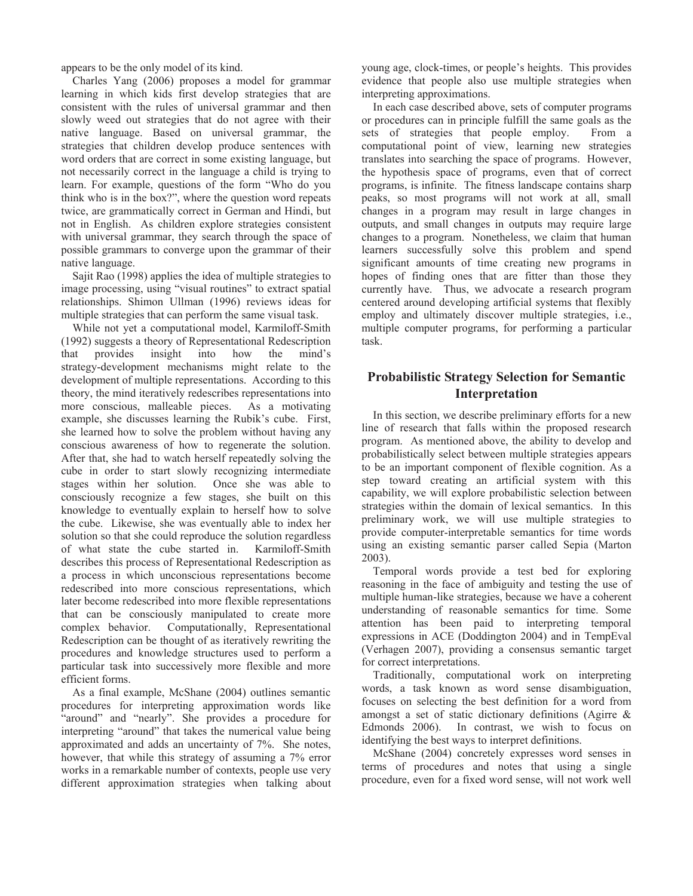appears to be the only model of its kind.

Charles Yang (2006) proposes a model for grammar learning in which kids first develop strategies that are consistent with the rules of universal grammar and then slowly weed out strategies that do not agree with their native language. Based on universal grammar, the strategies that children develop produce sentences with word orders that are correct in some existing language, but not necessarily correct in the language a child is trying to learn. For example, questions of the form "Who do you think who is in the box?", where the question word repeats twice, are grammatically correct in German and Hindi, but not in English. As children explore strategies consistent with universal grammar, they search through the space of possible grammars to converge upon the grammar of their native language.

Sajit Rao (1998) applies the idea of multiple strategies to image processing, using "visual routines" to extract spatial relationships. Shimon Ullman (1996) reviews ideas for multiple strategies that can perform the same visual task.

While not yet a computational model, Karmiloff-Smith (1992) suggests a theory of Representational Redescription that provides insight into how the mind's strategy-development mechanisms might relate to the development of multiple representations. According to this theory, the mind iteratively redescribes representations into more conscious, malleable pieces. As a motivating example, she discusses learning the Rubik's cube. First, she learned how to solve the problem without having any conscious awareness of how to regenerate the solution. After that, she had to watch herself repeatedly solving the cube in order to start slowly recognizing intermediate stages within her solution. Once she was able to consciously recognize a few stages, she built on this knowledge to eventually explain to herself how to solve the cube. Likewise, she was eventually able to index her solution so that she could reproduce the solution regardless of what state the cube started in. Karmiloff-Smith describes this process of Representational Redescription as a process in which unconscious representations become redescribed into more conscious representations, which later become redescribed into more flexible representations that can be consciously manipulated to create more complex behavior. Computationally, Representational Redescription can be thought of as iteratively rewriting the procedures and knowledge structures used to perform a particular task into successively more flexible and more efficient forms.

As a final example, McShane (2004) outlines semantic procedures for interpreting approximation words like "around" and "nearly". She provides a procedure for interpreting "around" that takes the numerical value being approximated and adds an uncertainty of 7%. She notes, however, that while this strategy of assuming a 7% error works in a remarkable number of contexts, people use very different approximation strategies when talking about young age, clock-times, or people's heights. This provides evidence that people also use multiple strategies when interpreting approximations.

In each case described above, sets of computer programs or procedures can in principle fulfill the same goals as the sets of strategies that people employ. From a computational point of view, learning new strategies translates into searching the space of programs. However, the hypothesis space of programs, even that of correct programs, is infinite. The fitness landscape contains sharp peaks, so most programs will not work at all, small changes in a program may result in large changes in outputs, and small changes in outputs may require large changes to a program. Nonetheless, we claim that human learners successfully solve this problem and spend significant amounts of time creating new programs in hopes of finding ones that are fitter than those they currently have. Thus, we advocate a research program centered around developing artificial systems that flexibly employ and ultimately discover multiple strategies, i.e., multiple computer programs, for performing a particular task.

## Probabilistic Strategy Selection for Semantic Interpretation

In this section, we describe preliminary efforts for a new line of research that falls within the proposed research program. As mentioned above, the ability to develop and probabilistically select between multiple strategies appears to be an important component of flexible cognition. As a step toward creating an artificial system with this capability, we will explore probabilistic selection between strategies within the domain of lexical semantics. In this preliminary work, we will use multiple strategies to provide computer-interpretable semantics for time words using an existing semantic parser called Sepia (Marton 2003).

Temporal words provide a test bed for exploring reasoning in the face of ambiguity and testing the use of multiple human-like strategies, because we have a coherent understanding of reasonable semantics for time. Some attention has been paid to interpreting temporal expressions in ACE (Doddington 2004) and in TempEval (Verhagen 2007), providing a consensus semantic target for correct interpretations.

Traditionally, computational work on interpreting words, a task known as word sense disambiguation, focuses on selecting the best definition for a word from amongst a set of static dictionary definitions (Agirre & Edmonds 2006). In contrast, we wish to focus on identifying the best ways to interpret definitions.

McShane (2004) concretely expresses word senses in terms of procedures and notes that using a single procedure, even for a fixed word sense, will not work well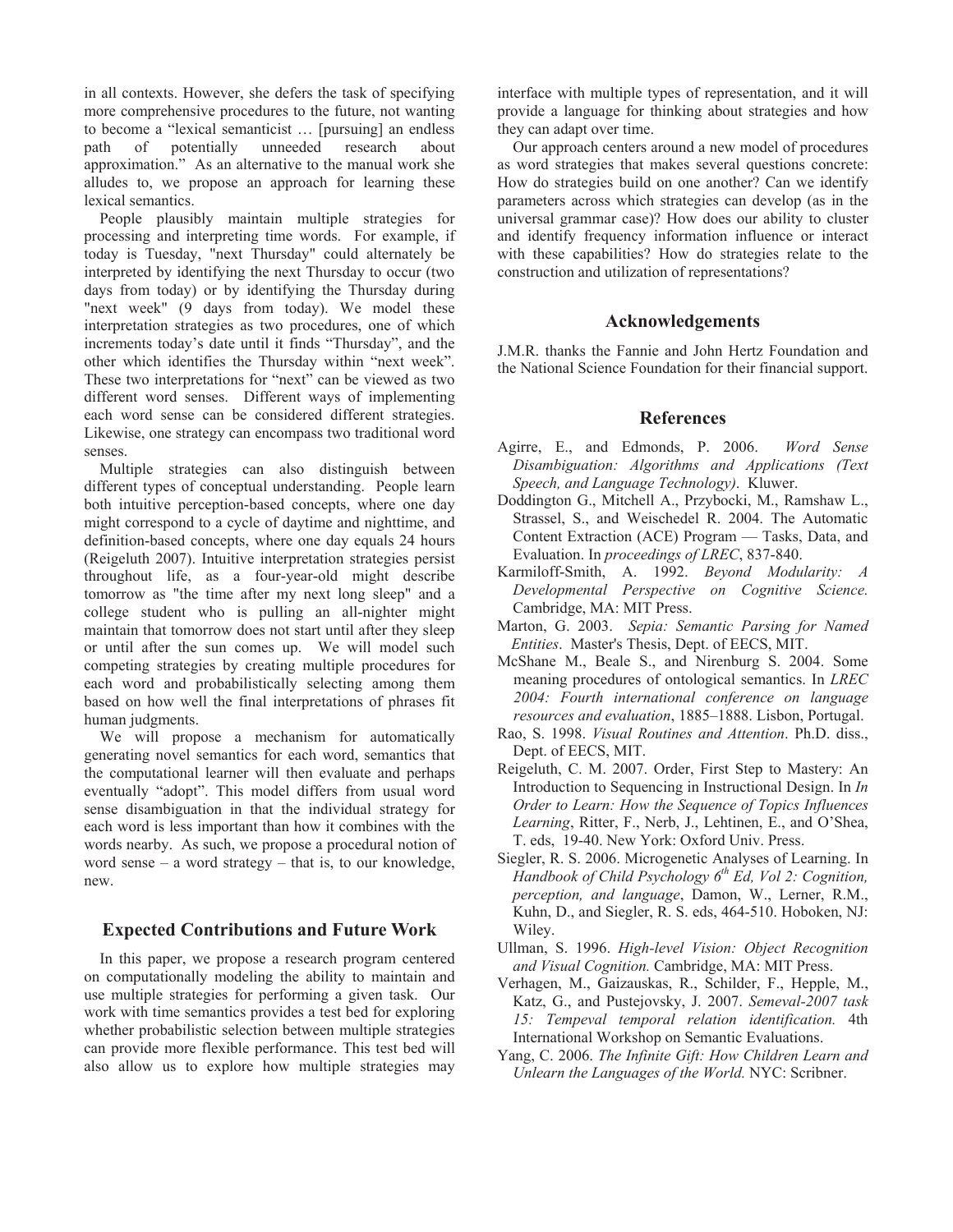in all contexts. However, she defers the task of specifying more comprehensive procedures to the future, not wanting to become a "lexical semanticist … [pursuing] an endless path of potentially unneeded research about approximation." As an alternative to the manual work she alludes to, we propose an approach for learning these lexical semantics.

People plausibly maintain multiple strategies for processing and interpreting time words. For example, if today is Tuesday, "next Thursday" could alternately be interpreted by identifying the next Thursday to occur (two days from today) or by identifying the Thursday during "next week" (9 days from today). We model these interpretation strategies as two procedures, one of which increments today's date until it finds "Thursday", and the other which identifies the Thursday within "next week". These two interpretations for "next" can be viewed as two different word senses. Different ways of implementing each word sense can be considered different strategies. Likewise, one strategy can encompass two traditional word senses.

Multiple strategies can also distinguish between different types of conceptual understanding. People learn both intuitive perception-based concepts, where one day might correspond to a cycle of daytime and nighttime, and definition-based concepts, where one day equals 24 hours (Reigeluth 2007). Intuitive interpretation strategies persist throughout life, as a four-year-old might describe tomorrow as "the time after my next long sleep" and a college student who is pulling an all-nighter might maintain that tomorrow does not start until after they sleep or until after the sun comes up. We will model such competing strategies by creating multiple procedures for each word and probabilistically selecting among them based on how well the final interpretations of phrases fit human judgments.

We will propose a mechanism for automatically generating novel semantics for each word, semantics that the computational learner will then evaluate and perhaps eventually "adopt". This model differs from usual word sense disambiguation in that the individual strategy for each word is less important than how it combines with the words nearby. As such, we propose a procedural notion of word sense – a word strategy – that is, to our knowledge, new.

## Expected Contributions and Future Work

In this paper, we propose a research program centered on computationally modeling the ability to maintain and use multiple strategies for performing a given task. Our work with time semantics provides a test bed for exploring whether probabilistic selection between multiple strategies can provide more flexible performance. This test bed will also allow us to explore how multiple strategies may interface with multiple types of representation, and it will provide a language for thinking about strategies and how they can adapt over time.

Our approach centers around a new model of procedures as word strategies that makes several questions concrete: How do strategies build on one another? Can we identify parameters across which strategies can develop (as in the universal grammar case)? How does our ability to cluster and identify frequency information influence or interact with these capabilities? How do strategies relate to the construction and utilization of representations?

## Acknowledgements

J.M.R. thanks the Fannie and John Hertz Foundation and the National Science Foundation for their financial support.

## References

Agirre, E., and Edmonds, P. 2006. *Word Sense Disambiguation: Algorithms and Applications (Text Speech, and Language Technology)*. Kluwer.

Doddington G., Mitchell A., Przybocki, M., Ramshaw L., Strassel, S., and Weischedel R. 2004. The Automatic Content Extraction (ACE) Program — Tasks, Data, and Evaluation. In *proceedings of LREC*, 837-840.

Karmiloff-Smith, A. 1992. *Beyond Modularity: A Developmental Perspective on Cognitive Science.* Cambridge, MA: MIT Press.

Marton, G. 2003. *Sepia: Semantic Parsing for Named Entities*. Master's Thesis, Dept. of EECS, MIT.

McShane M., Beale S., and Nirenburg S. 2004. Some meaning procedures of ontological semantics. In *LREC 2004: Fourth international conference on language resources and evaluation*, 1885–1888. Lisbon, Portugal.

Rao, S. 1998. *Visual Routines and Attention*. Ph.D. diss., Dept. of EECS, MIT.

Reigeluth, C. M. 2007. Order, First Step to Mastery: An Introduction to Sequencing in Instructional Design. In *In Order to Learn: How the Sequence of Topics Influences Learning*, Ritter, F., Nerb, J., Lehtinen, E., and O'Shea, T. eds, 19-40. New York: Oxford Univ. Press.

Siegler, R. S. 2006. Microgenetic Analyses of Learning. In *Handbook of Child Psychology 6th Ed, Vol 2: Cognition, perception, and language*, Damon, W., Lerner, R.M., Kuhn, D., and Siegler, R. S. eds, 464-510. Hoboken, NJ: Wiley.

Ullman, S. 1996. *High-level Vision: Object Recognition and Visual Cognition.* Cambridge, MA: MIT Press.

Verhagen, M., Gaizauskas, R., Schilder, F., Hepple, M., Katz, G., and Pustejovsky, J. 2007. *Semeval-2007 task 15: Tempeval temporal relation identification.* 4th International Workshop on Semantic Evaluations.

Yang, C. 2006. *The Infinite Gift: How Children Learn and Unlearn the Languages of the World.* NYC: Scribner.